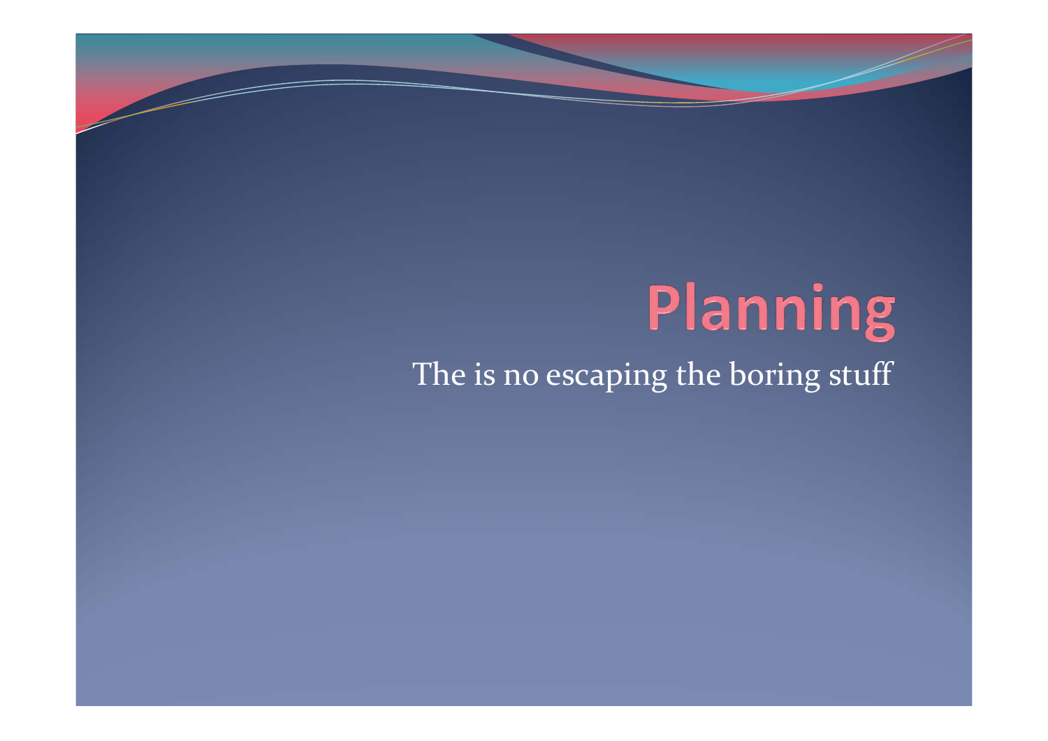# Planning

The is no escaping the boring stuff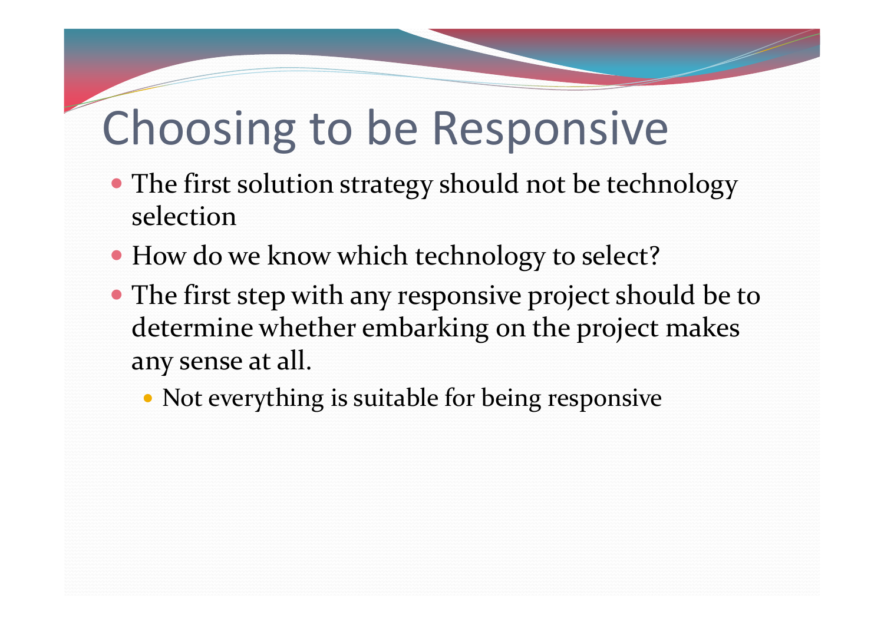# Choosing to be Responsive

- The first solution strategy should not be technology selection
- How do we know which technology to select?
- The first step with any responsive project should be to determine whether embarking on the project makes any sense at all.
  - Not everything is suitable for being responsive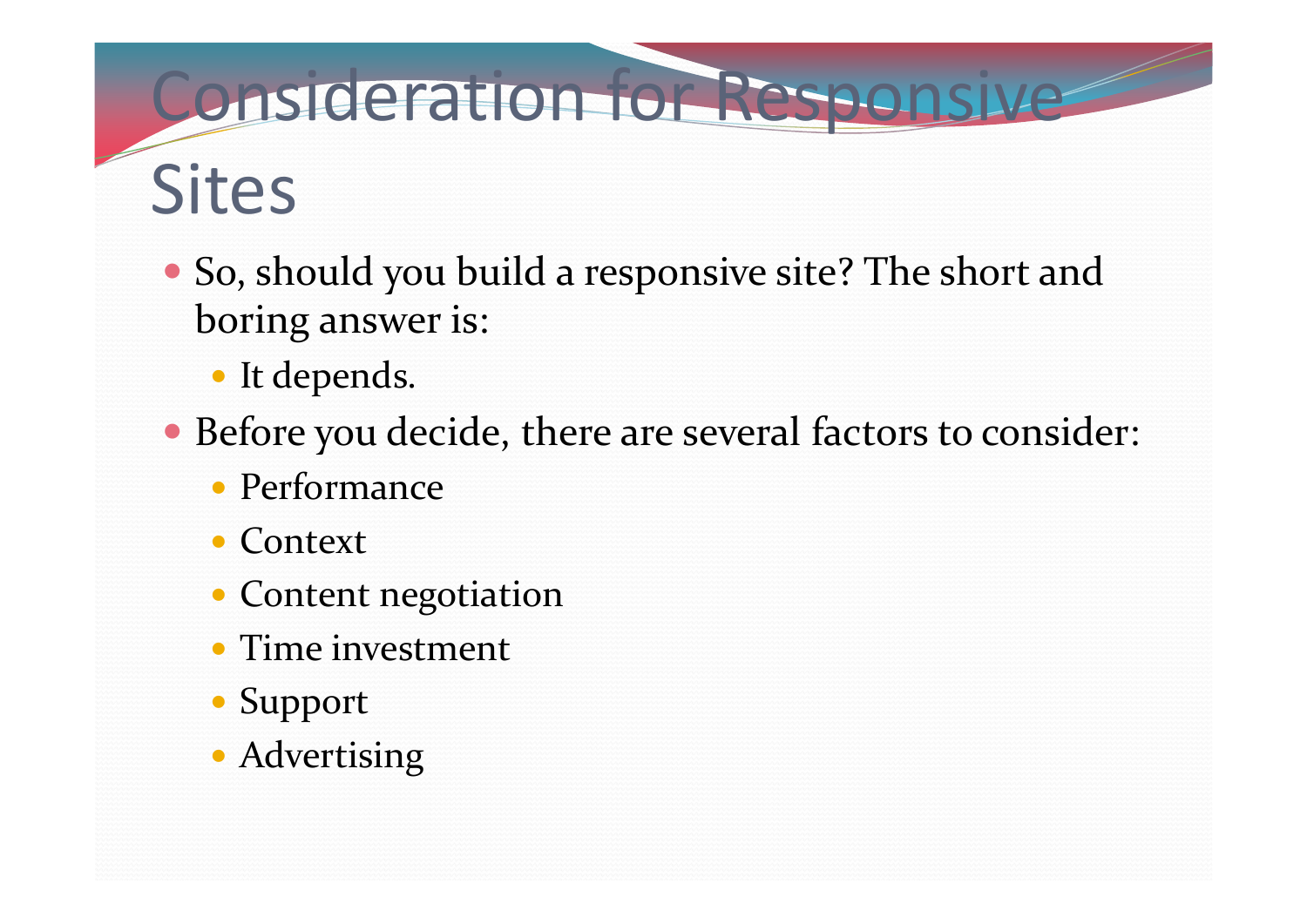# Consideration for Responsive Sites

- So, should you build a responsive site? The short and boring answer is:
  - It depends.
- Before you decide, there are several factors to consider:
  - Performance
  - Context
  - Content negotiation
  - Time investment
  - Support
  - Advertising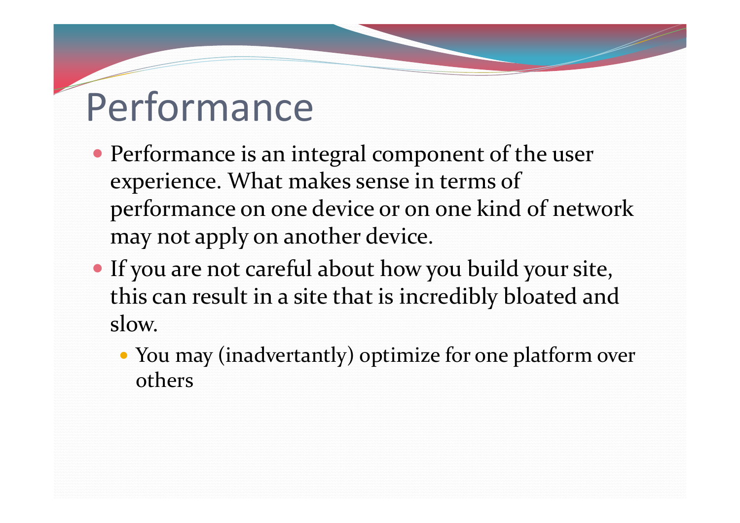# Performance

- Performance is an integral component of the user experience. What makes sense in terms of performance on one device or on one kind of network may not apply on another device.
- If you are not careful about how you build your site, this can result in a site that is incredibly bloated and slow.
  - You may (inadvertantly) optimize for one platform over others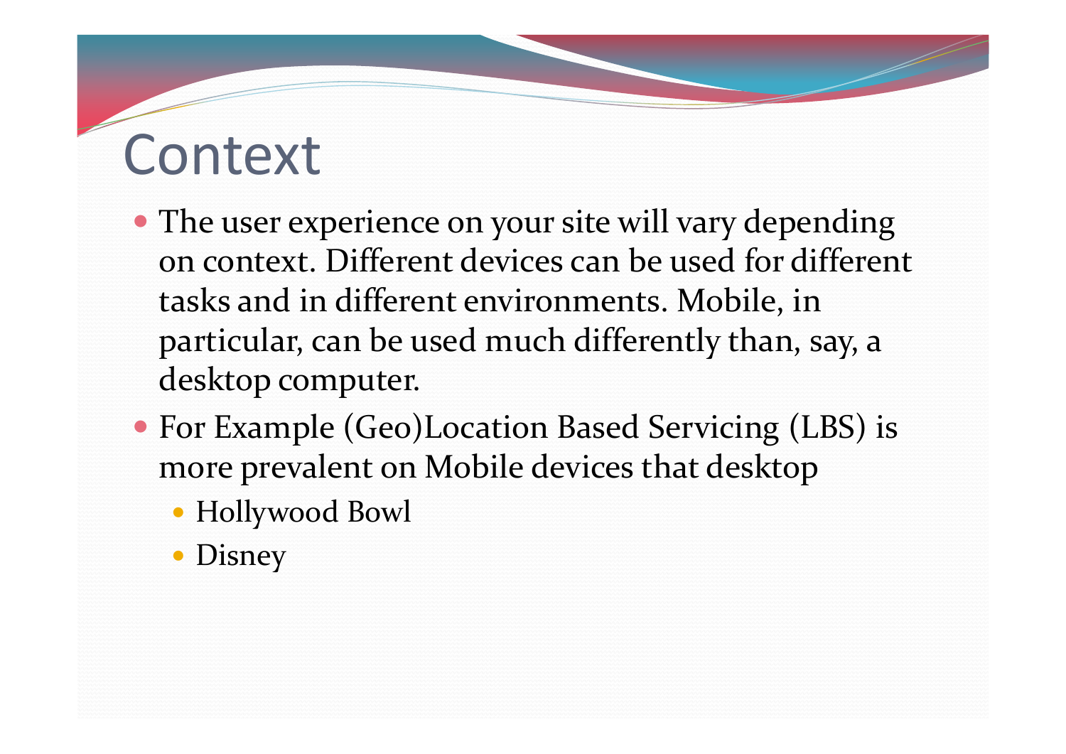# Context

- The user experience on your site will vary depending on context. Different devices can be used for different tasks and in different environments. Mobile, in particular, can be used much differently than, say, a desktop computer.
- For Example (Geo)Location Based Servicing (LBS) is more prevalent on Mobile devices that desktop
  - Hollywood Bowl
  - Disney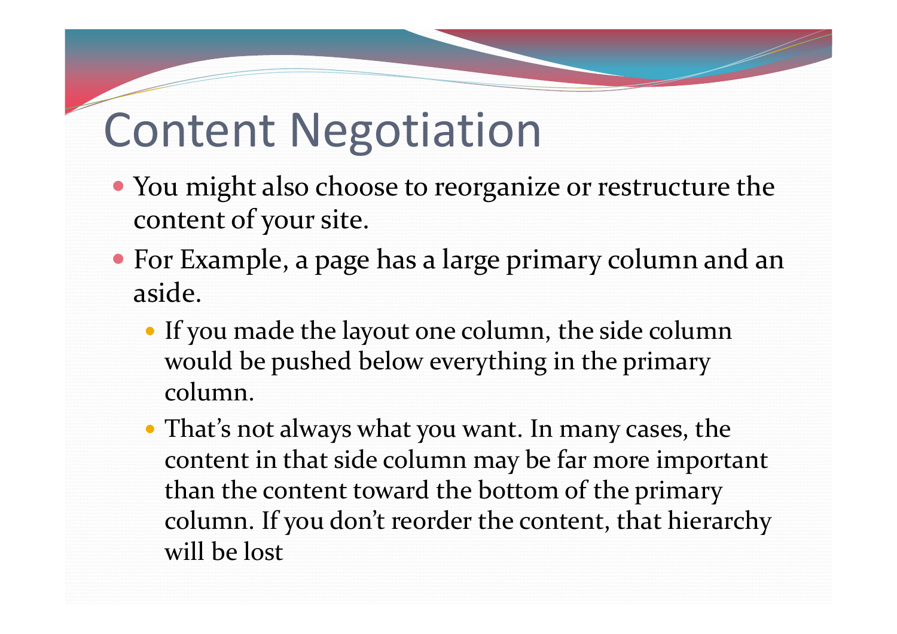# Content Negotiation

- You might also choose to reorganize or restructure the content of your site.
- For Example, a page has a large primary column and an aside.
  - If you made the layout one column, the side column would be pushed below everything in the primary column.
  - That’s not always what you want. In many cases, the content in that side column may be far more important than the content toward the bottom of the primary column. If you don’t reorder the content, that hierarchy will be lost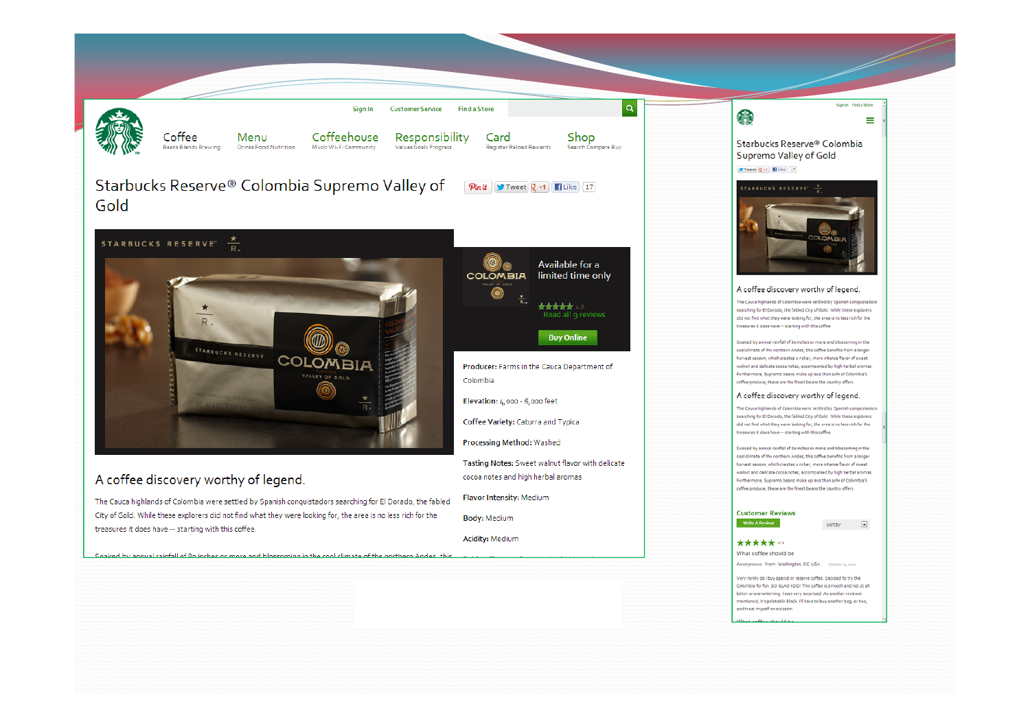Sign In Customer Service Find a Store

Coffee
Beans Blends Brewing

Menu
Drinks Food Nutrition

Coffeehouse
Music Wi-Fi Community

Responsibility
Values Goals Progress

Card
Register Reload Rewards

Shop
Search Compare Buy

# Starbucks Reserve® Colombia Supremo Valley of Gold

Pin it Tweet +1 Like 17

STARBUCKS RESERVE

Available for a limited time only

Read all 9 reviews

Buy Online

**Producer:** Farms in the Cauca Department of Colombia

**Elevation:** 4,000 - 6,000 feet

**Coffee Variety:** Caturra and Typica

**Processing Method:** Washed

**Tasting Notes:** Sweet walnut flavor with delicate cocoa notes and high herbal aromas

**Flavor Intensity:** Medium

**Body:** Medium

**Acidity:** Medium

## A coffee discovery worthy of legend.

The Cauca highlands of Colombia were settled by Spanish conquistadors searching for El Dorado, the fabled City of Gold. While these explorers did not find what they were looking for, the area is no less rich for the treasures it does have — starting with this coffee.

Soaked by annual rainfall of 80 inches or more and blossoming in the cool climate of the northern Andes, this

---

Sign In Find a Store

# Starbucks Reserve® Colombia Supremo Valley of Gold

Tweet +1 Like 17

STARBUCKS RESERVE

## A coffee discovery worthy of legend.

The Cauca highlands of Colombia were settled by Spanish conquistadors searching for El Dorado, the fabled City of Gold. While these explorers did not find what they were looking for, the area is no less rich for the treasures it does have — starting with this coffee.

Soaked by annual rainfall of 80 inches or more and blossoming in the cool climate of the northern Andes, this coffee benefits from a longer harvest season, which creates a richer, more intense flavor of sweet walnut and delicate cocoa notes, accompanied by high herbal aromas. Furthermore, Supremo beans make up less than 10% of Colombia's coffee produce; these are the finest beans the country offers.

## A coffee discovery worthy of legend.

The Cauca highlands of Colombia were settled by Spanish conquistadors searching for El Dorado, the fabled City of Gold. While these explorers did not find what they were looking for, the area is no less rich for the treasures it does have — starting with this coffee.

Soaked by annual rainfall of 80 inches or more and blossoming in the cool climate of the northern Andes, this coffee benefits from a longer harvest season, which creates a richer, more intense flavor of sweet walnut and delicate cocoa notes, accompanied by high herbal aromas. Furthermore, Supremo beans make up less than 10% of Colombia's coffee produce; these are the finest beans the country offers.

### Customer Reviews

Write A Review

Sort by

★★★★★

What coffee should be

Anonymous From Washington, DC, USA

Very rarely do I buy special or reserve coffee. Decided to try the Colombia for fun. SO GLAD I DID! This coffee is smooth and not at all bitter or overwhelming. I was very surprised. As another reviewer mentioned, it's palatable black. I'll have to buy another bag, or two, and treat myself on occasion.

What coffee should be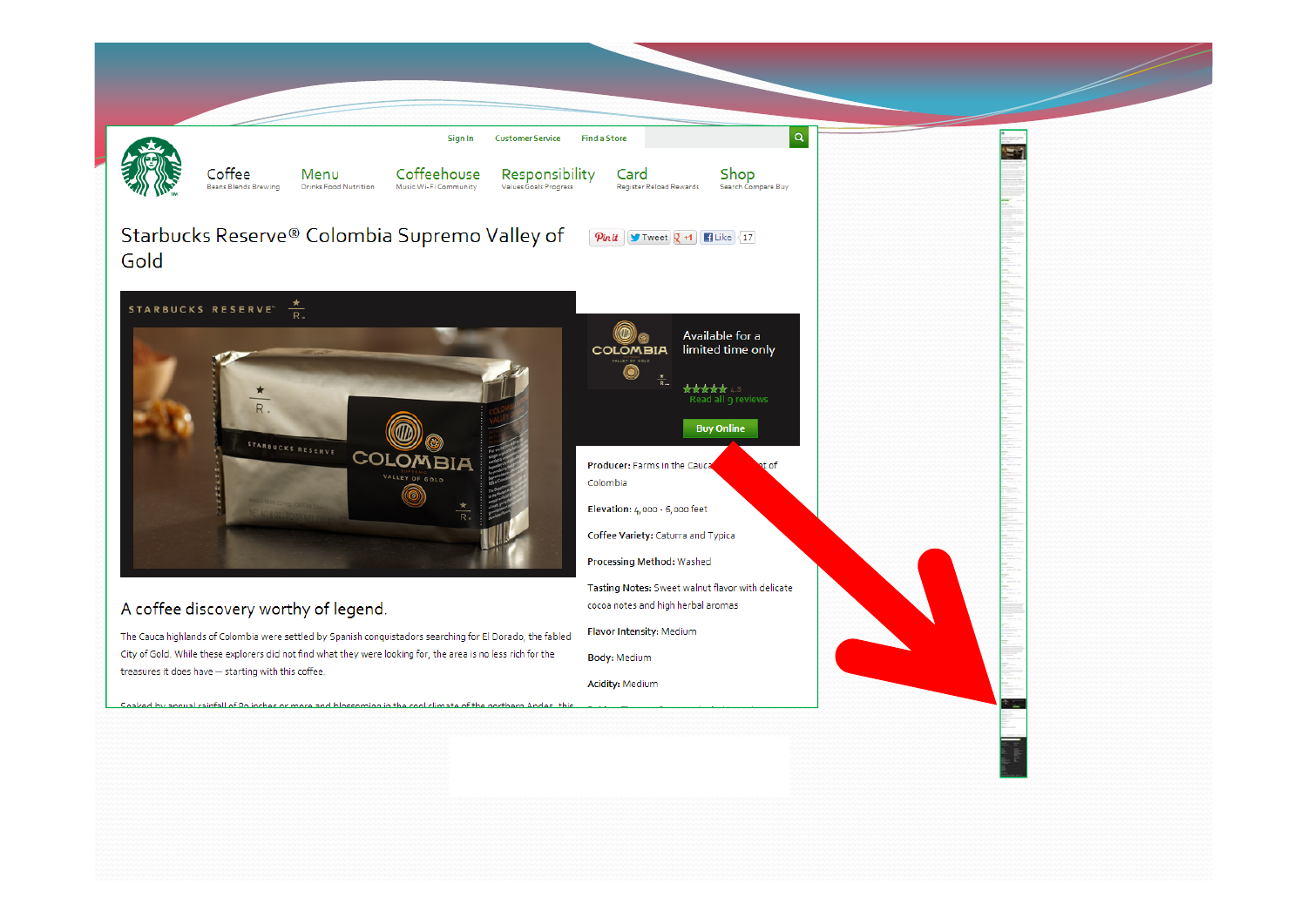Sign In Customer Service Find a Store

Coffee
Beans Blends Brewing

Menu
Drinks Food Nutrition

Coffeehouse
Music Wi-Fi Community

Responsibility
Values Goals Progress

Card
Register Reload Rewards

Shop
Search Compare Buy

# Starbucks Reserve® Colombia Supremo Valley of Gold

Pin it Tweet +1 Like 17

STARBUCKS RESERVE

Available for a limited time only

Read all 9 reviews

Buy Online

**Producer:** Farms in the Cauca ... of Colombia

**Elevation:** 4,000 - 6,000 feet

**Coffee Variety:** Caturra and Typica

**Processing Method:** Washed

**Tasting Notes:** Sweet walnut flavor with delicate cocoa notes and high herbal aromas

**Flavor Intensity:** Medium

**Body:** Medium

**Acidity:** Medium

## A coffee discovery worthy of legend.

The Cauca highlands of Colombia were settled by Spanish conquistadors searching for El Dorado, the fabled City of Gold. While these explorers did not find what they were looking for, the area is no less rich for the treasures it does have – starting with this coffee.

Soaked by annual rainfall of 80 inches or more and blossoming in the cool climate of the northern Andes, this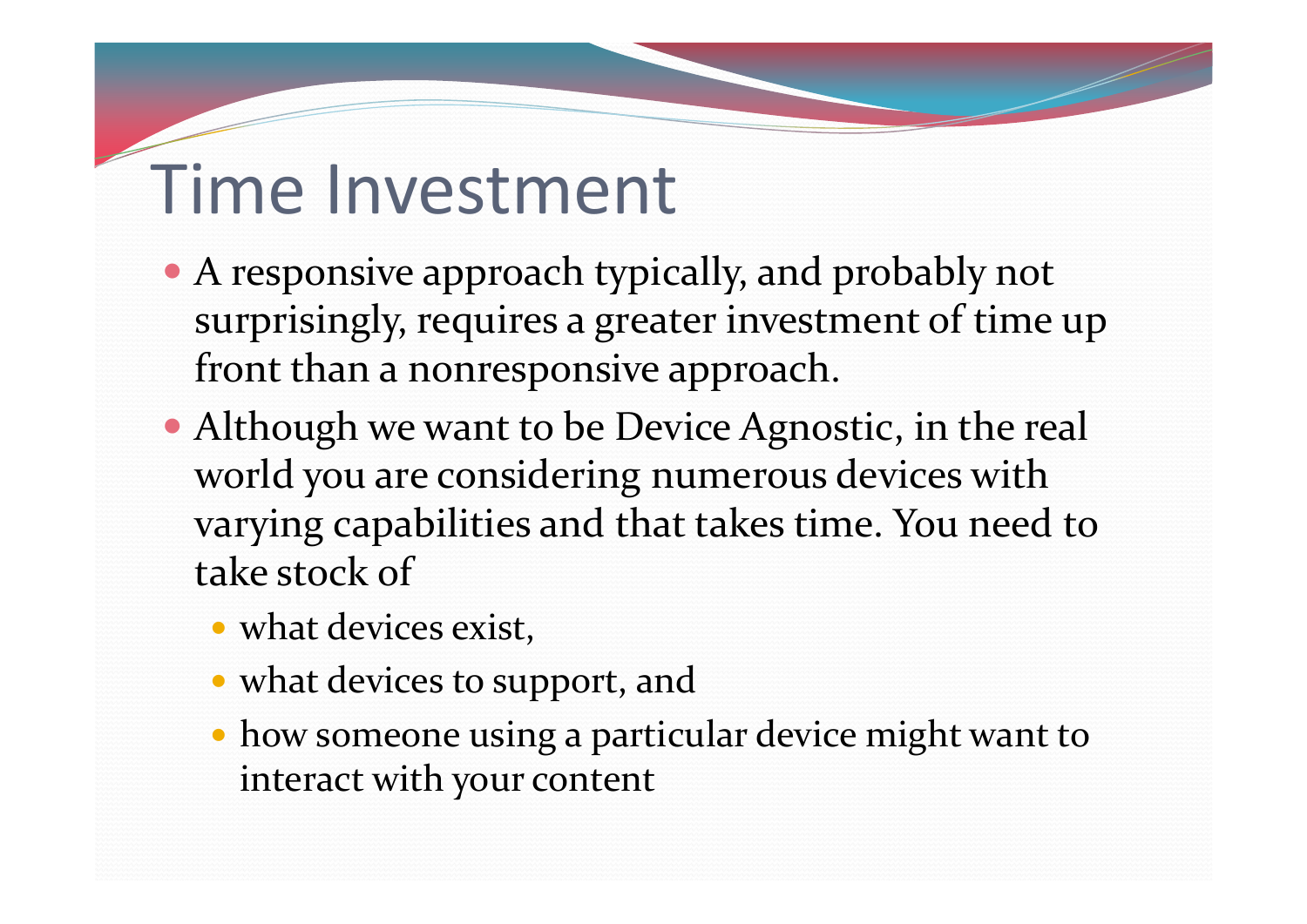# Time Investment

- A responsive approach typically, and probably not surprisingly, requires a greater investment of time up front than a nonresponsive approach.
- Although we want to be Device Agnostic, in the real world you are considering numerous devices with varying capabilities and that takes time. You need to take stock of
  - what devices exist,
  - what devices to support, and
  - how someone using a particular device might want to interact with your content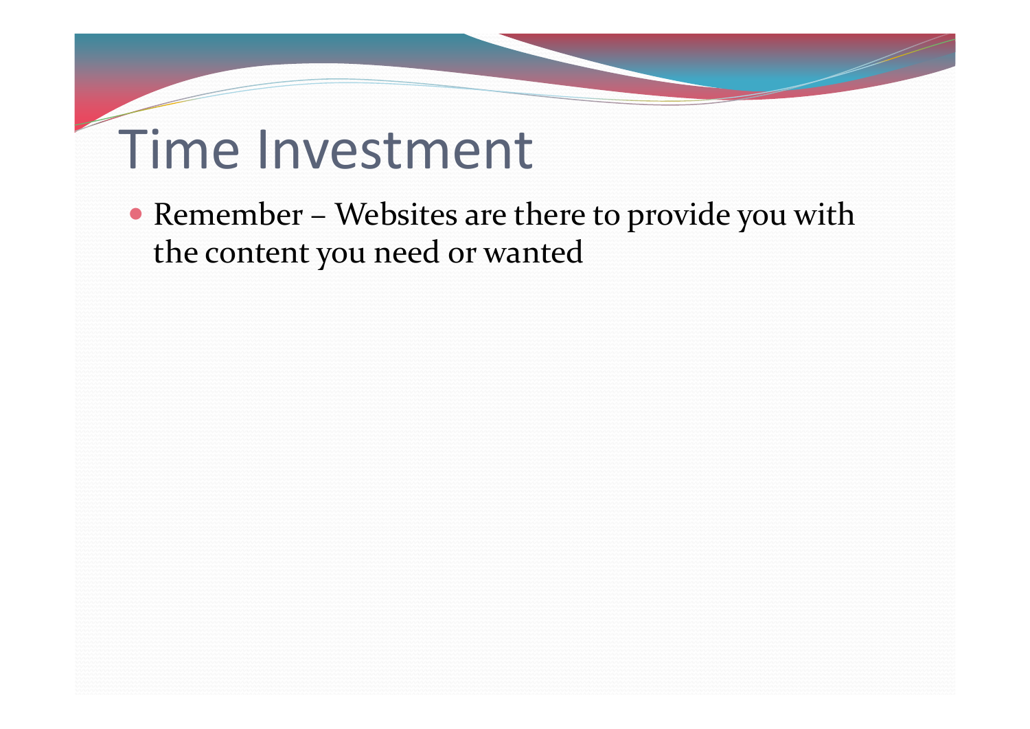# Time Investment

- Remember – Websites are there to provide you with the content you need or wanted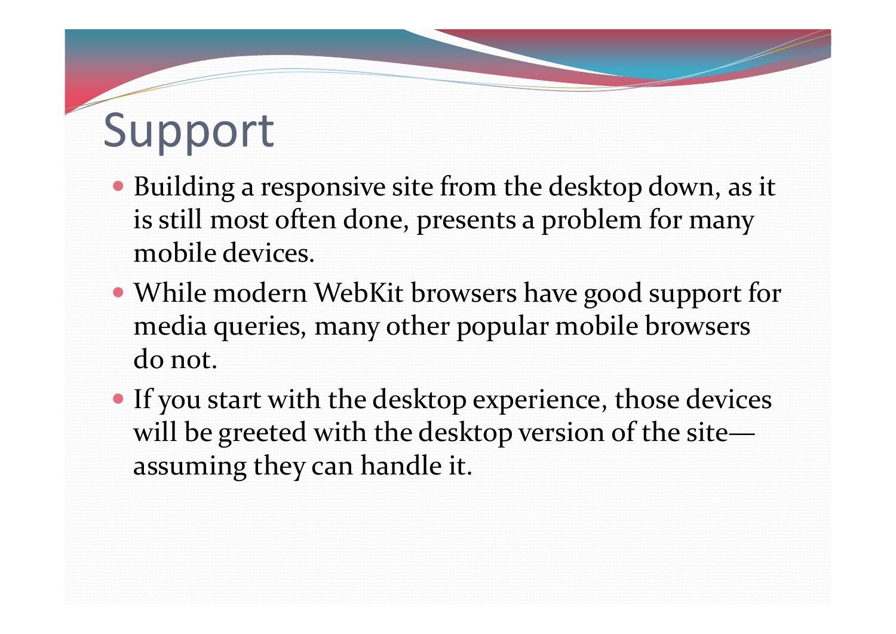# Support

- Building a responsive site from the desktop down, as it is still most often done, presents a problem for many mobile devices.
- While modern WebKit browsers have good support for media queries, many other popular mobile browsers do not.
- If you start with the desktop experience, those devices will be greeted with the desktop version of the site—assuming they can handle it.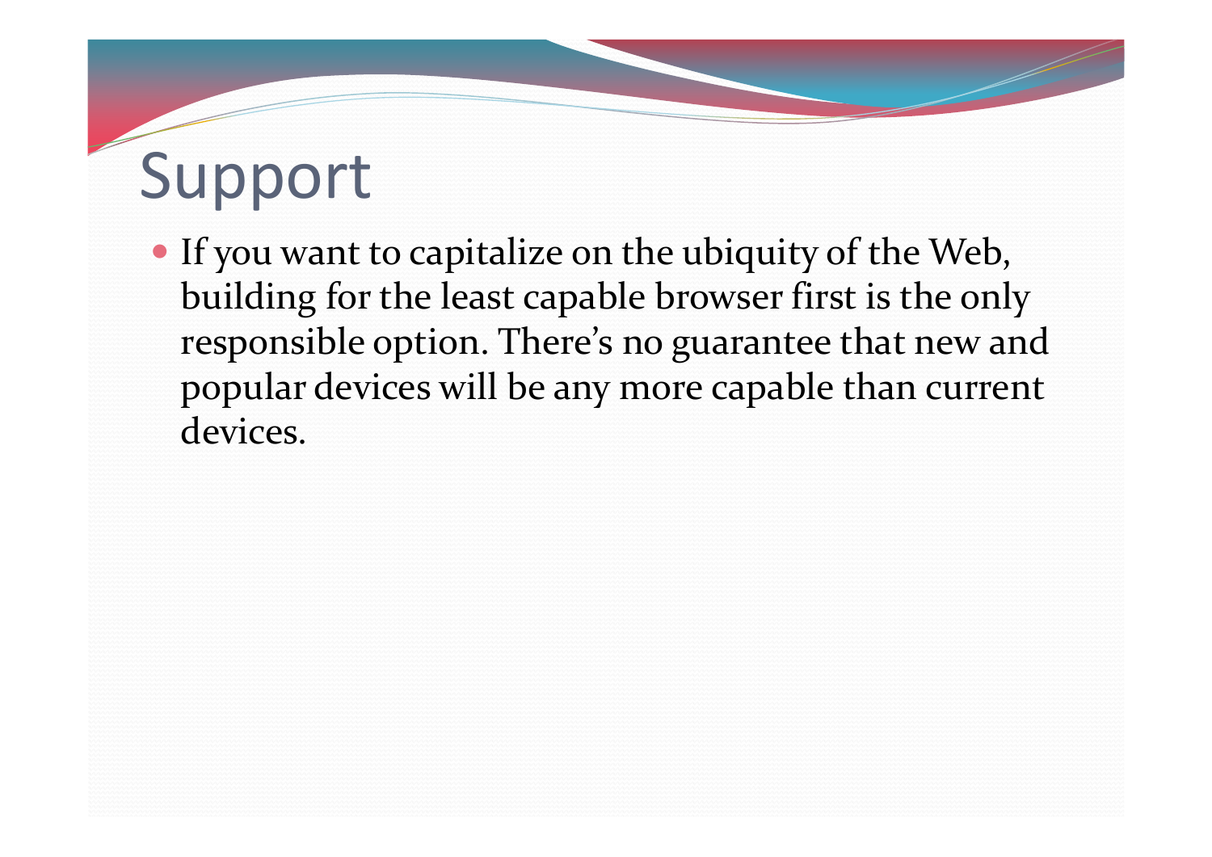# Support

- If you want to capitalize on the ubiquity of the Web, building for the least capable browser first is the only responsible option. There's no guarantee that new and popular devices will be any more capable than current devices.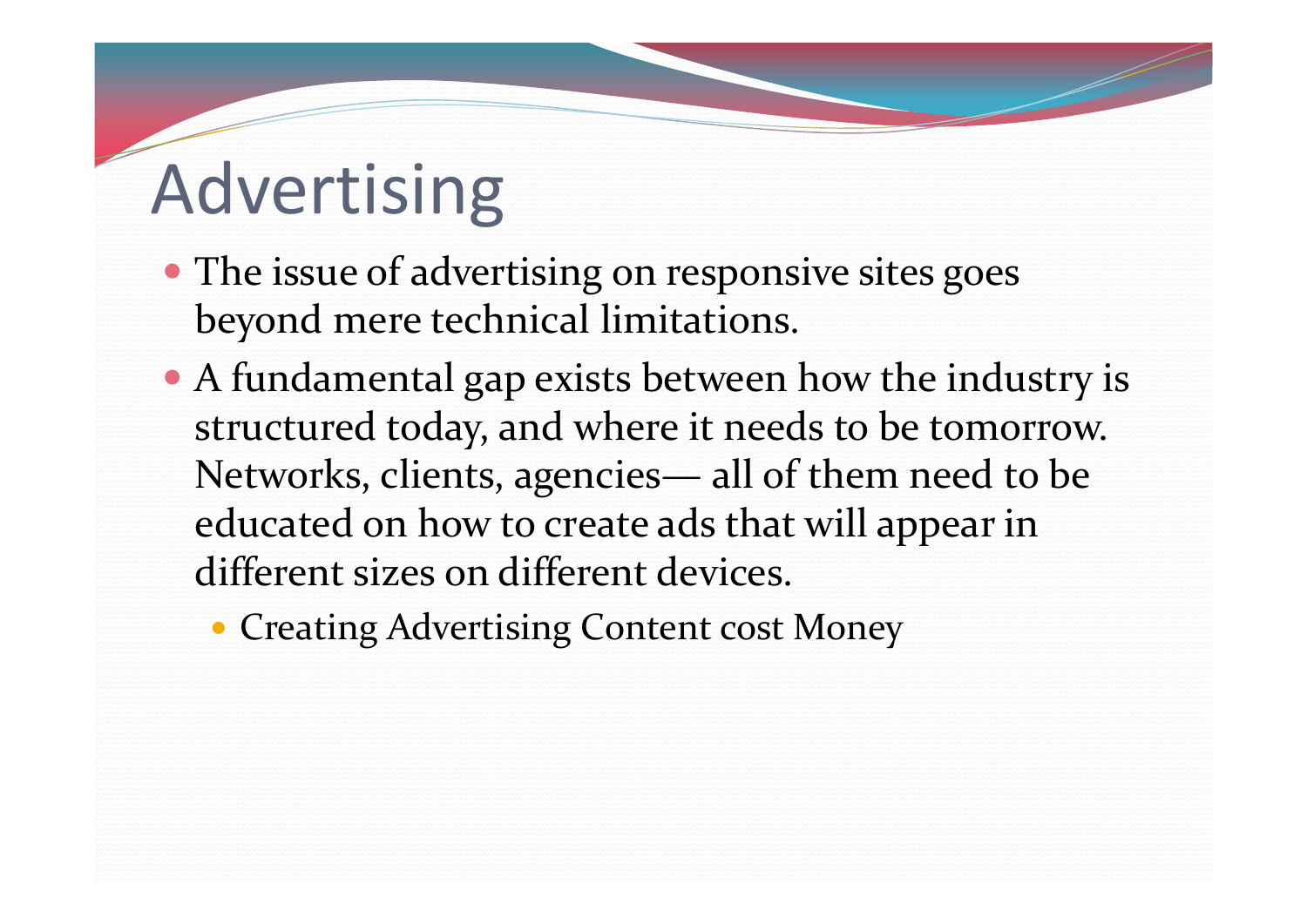# Advertising

- The issue of advertising on responsive sites goes beyond mere technical limitations.
- A fundamental gap exists between how the industry is structured today, and where it needs to be tomorrow. Networks, clients, agencies— all of them need to be educated on how to create ads that will appear in different sizes on different devices.
  - Creating Advertising Content cost Money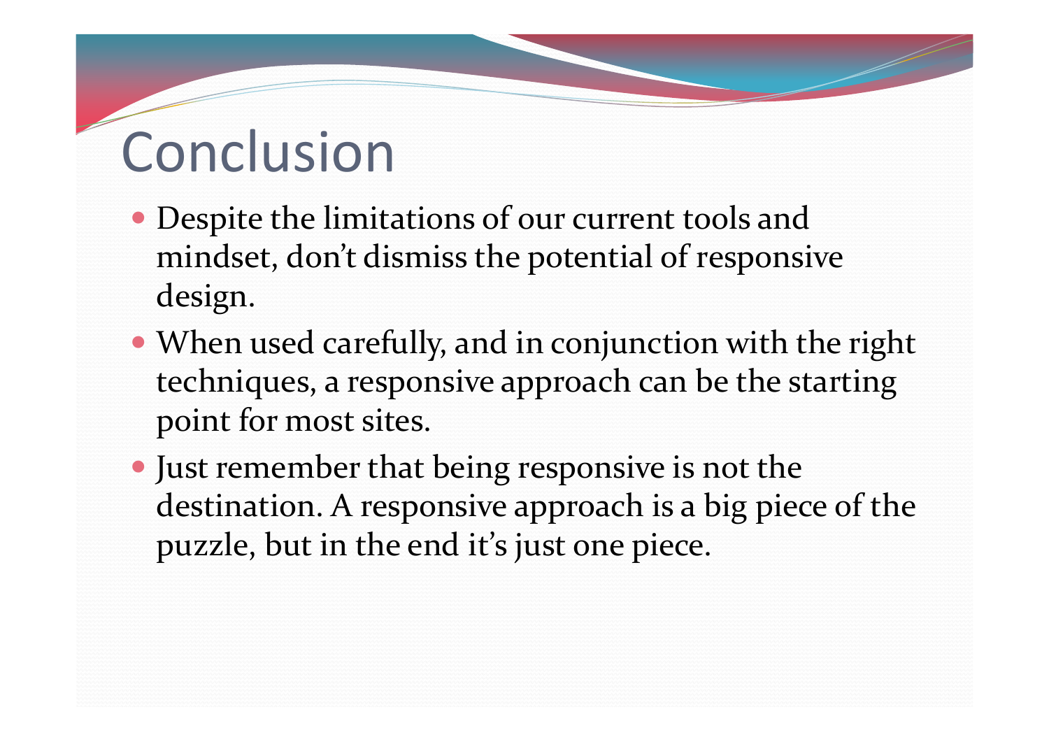# Conclusion

- Despite the limitations of our current tools and mindset, don’t dismiss the potential of responsive design.
- When used carefully, and in conjunction with the right techniques, a responsive approach can be the starting point for most sites.
- Just remember that being responsive is not the destination. A responsive approach is a big piece of the puzzle, but in the end it’s just one piece.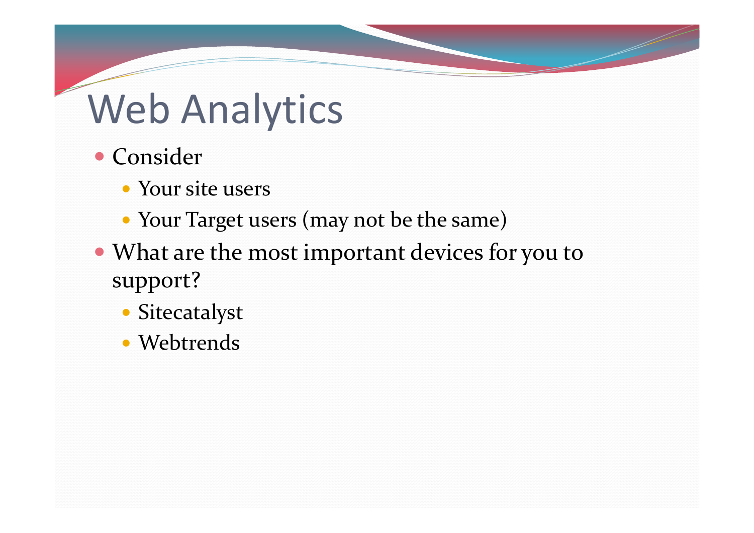# Web Analytics

- Consider
  - Your site users
  - Your Target users (may not be the same)
- What are the most important devices for you to support?
  - Sitecatalyst
  - Webtrends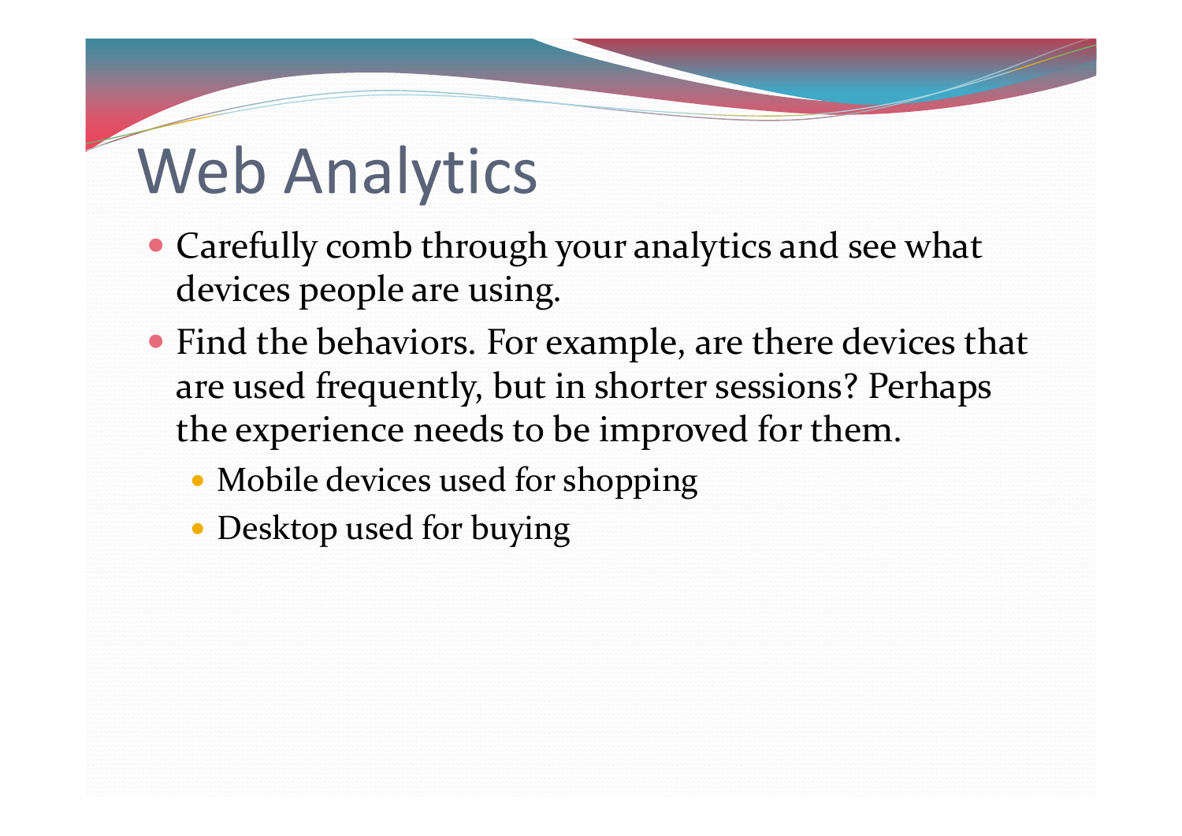# Web Analytics

- Carefully comb through your analytics and see what devices people are using.
- Find the behaviors. For example, are there devices that are used frequently, but in shorter sessions? Perhaps the experience needs to be improved for them.
  - Mobile devices used for shopping
  - Desktop used for buying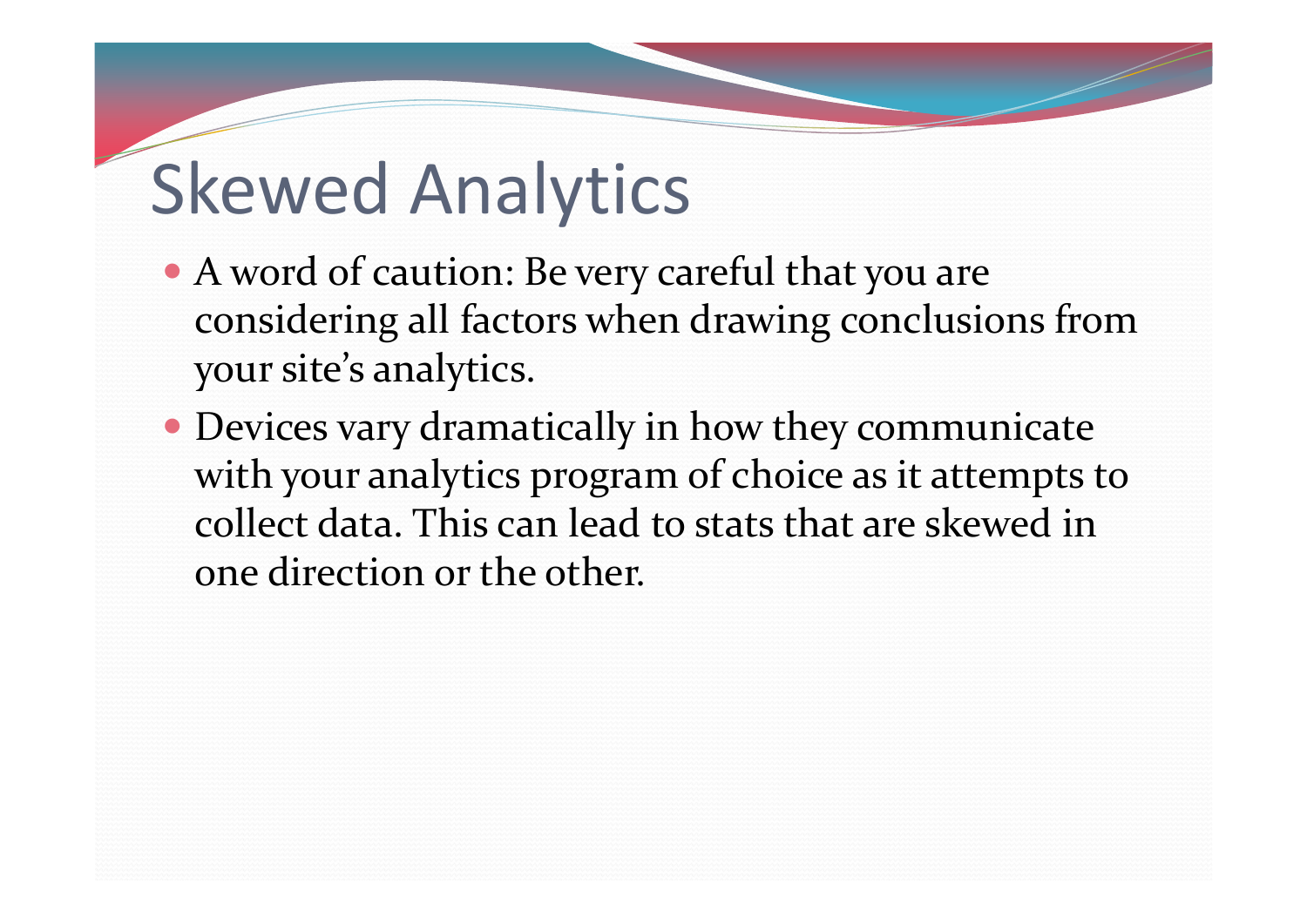# Skewed Analytics

- A word of caution: Be very careful that you are considering all factors when drawing conclusions from your site's analytics.
- Devices vary dramatically in how they communicate with your analytics program of choice as it attempts to collect data. This can lead to stats that are skewed in one direction or the other.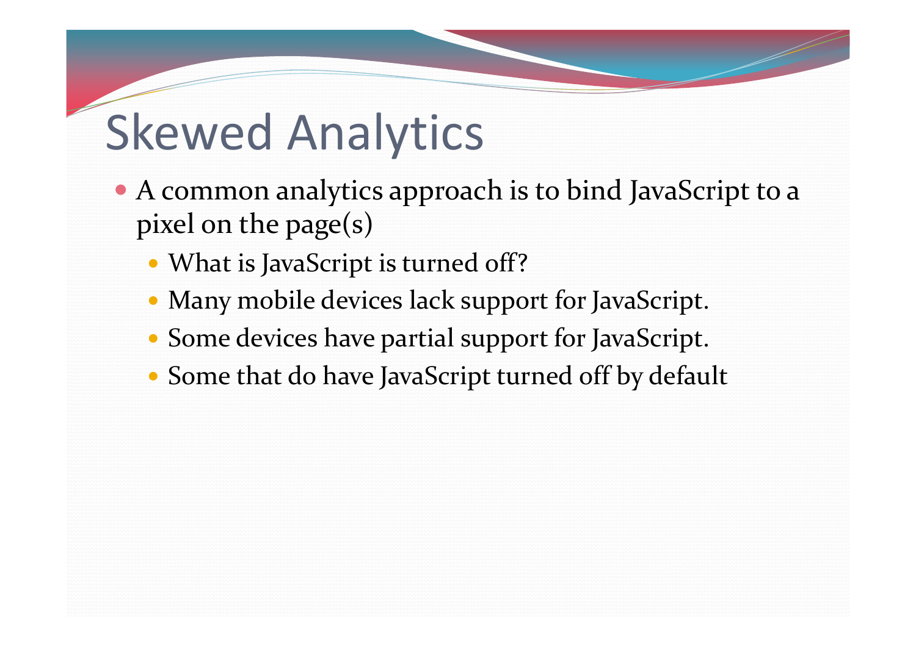# Skewed Analytics

- A common analytics approach is to bind JavaScript to a pixel on the page(s)
  - What is JavaScript is turned off?
  - Many mobile devices lack support for JavaScript.
  - Some devices have partial support for JavaScript.
  - Some that do have JavaScript turned off by default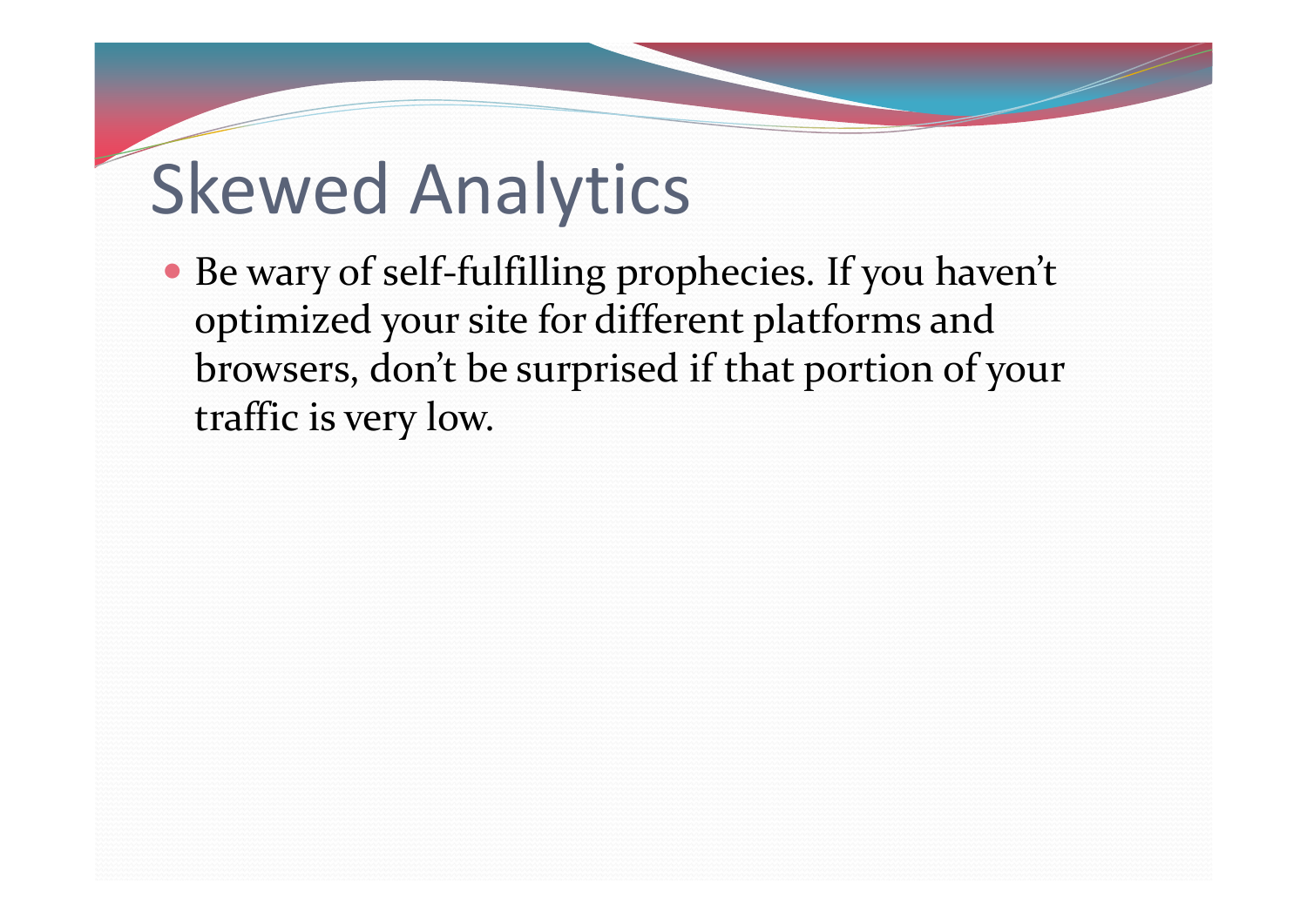# Skewed Analytics

- Be wary of self-fulfilling prophecies. If you haven't optimized your site for different platforms and browsers, don't be surprised if that portion of your traffic is very low.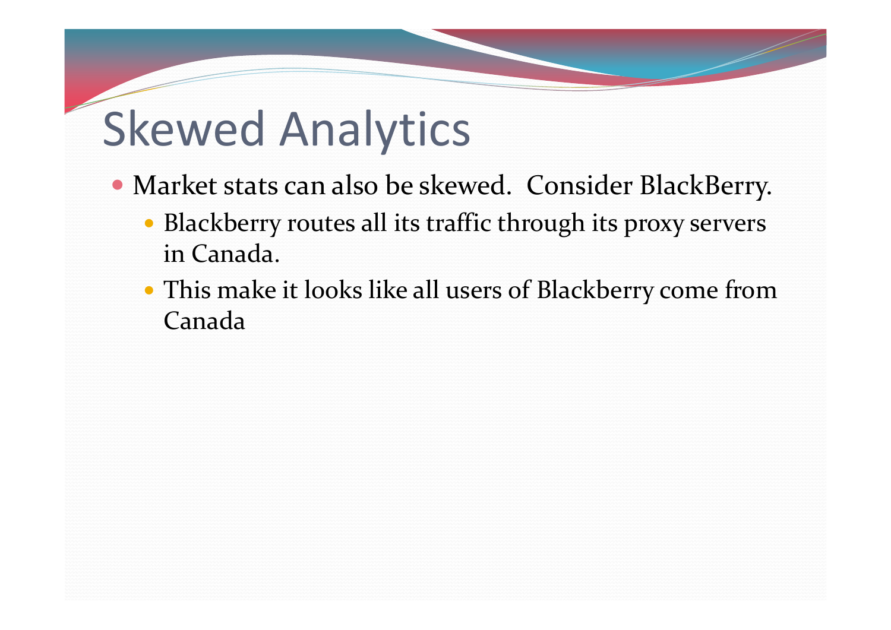# Skewed Analytics

- Market stats can also be skewed. Consider BlackBerry.
  - Blackberry routes all its traffic through its proxy servers in Canada.
  - This make it looks like all users of Blackberry come from Canada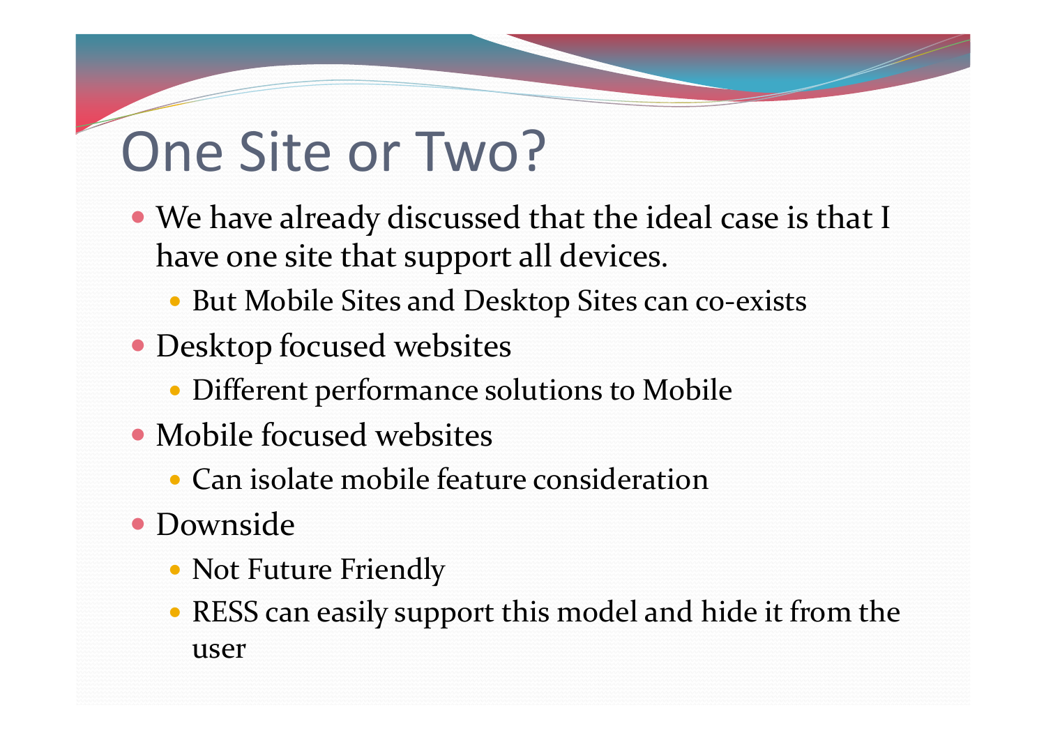# One Site or Two?

- We have already discussed that the ideal case is that I have one site that support all devices.
  - But Mobile Sites and Desktop Sites can co-exists
- Desktop focused websites
  - Different performance solutions to Mobile
- Mobile focused websites
  - Can isolate mobile feature consideration
- Downside
  - Not Future Friendly
  - RESS can easily support this model and hide it from the user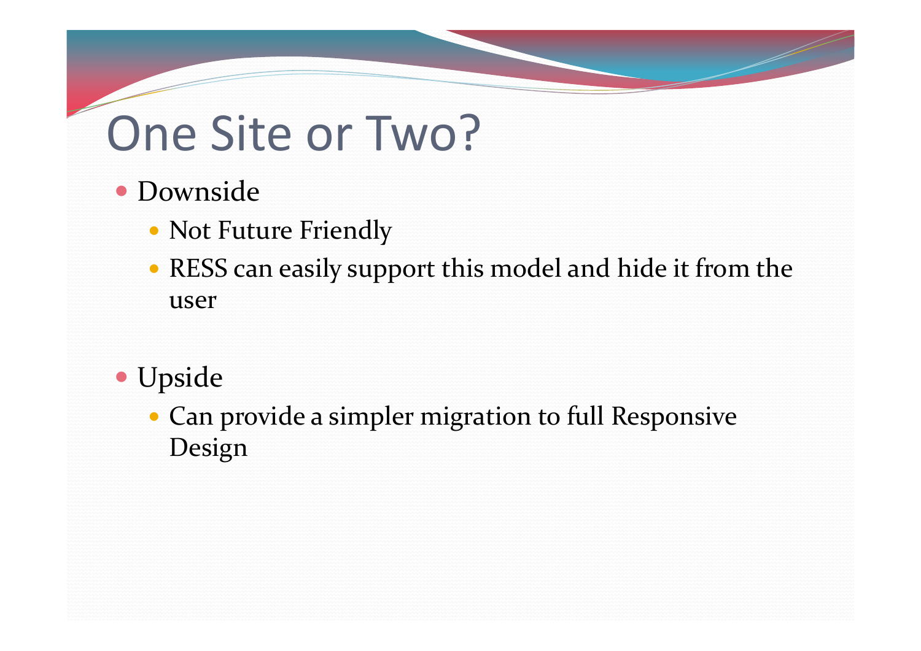# One Site or Two?

- Downside
  - Not Future Friendly
  - RESS can easily support this model and hide it from the user
- Upside
  - Can provide a simpler migration to full Responsive Design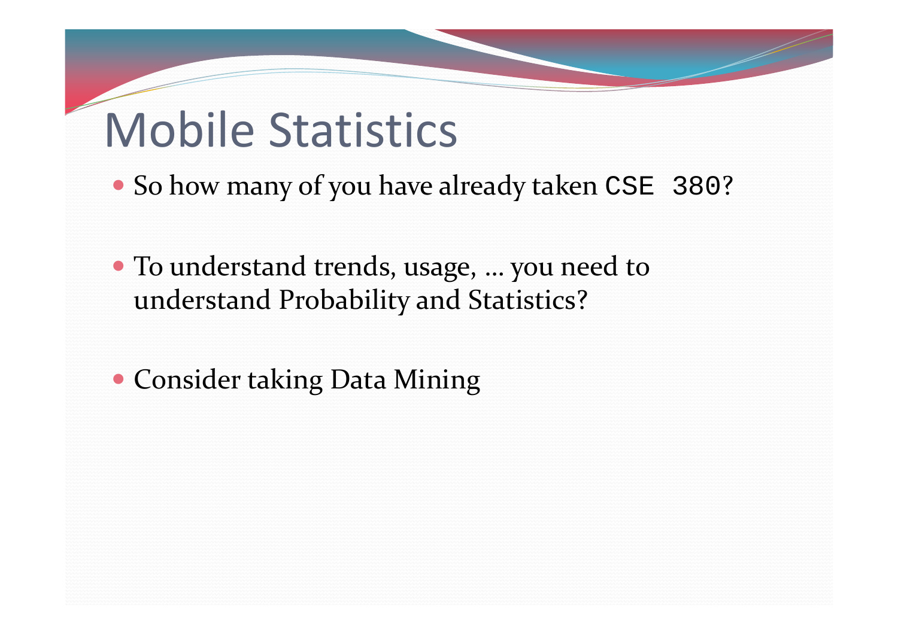# Mobile Statistics

- So how many of you have already taken `CSE 380`?

- To understand trends, usage, … you need to understand Probability and Statistics?

- Consider taking Data Mining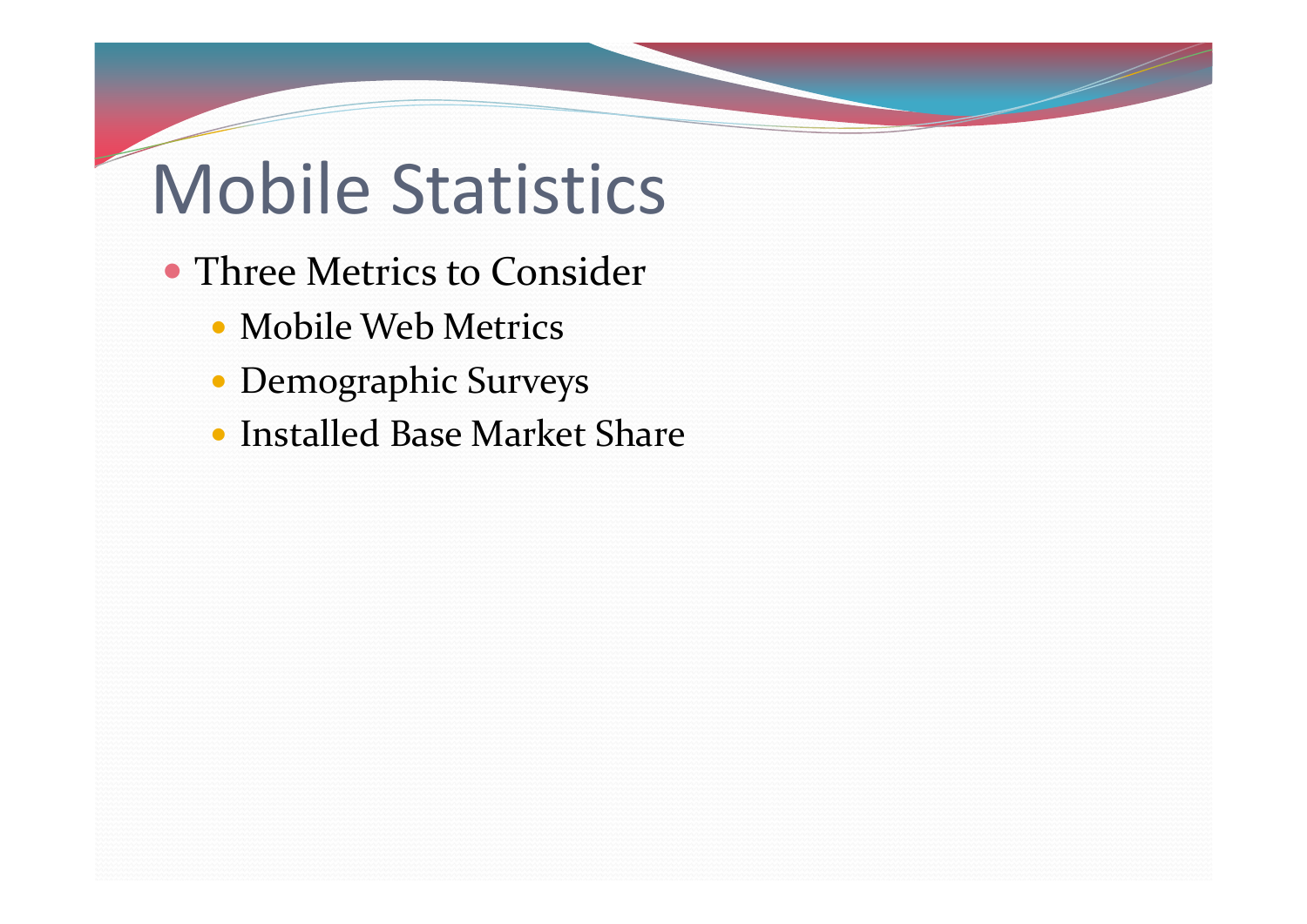# Mobile Statistics

- Three Metrics to Consider
  - Mobile Web Metrics
  - Demographic Surveys
  - Installed Base Market Share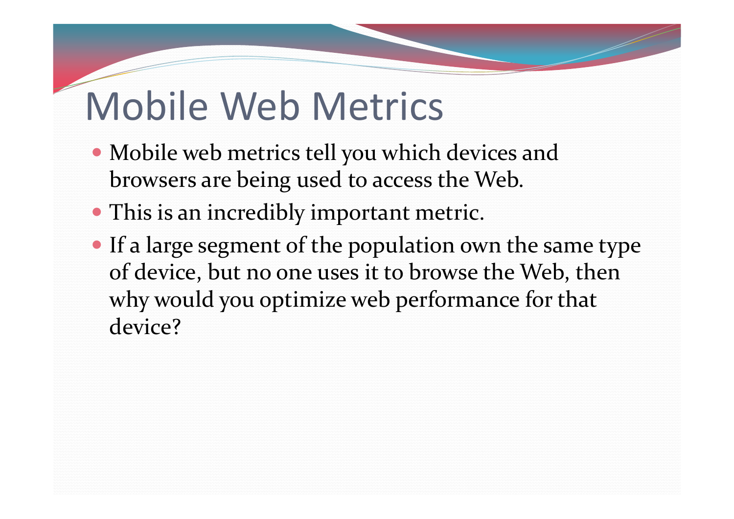# Mobile Web Metrics

- Mobile web metrics tell you which devices and browsers are being used to access the Web.
- This is an incredibly important metric.
- If a large segment of the population own the same type of device, but no one uses it to browse the Web, then why would you optimize web performance for that device?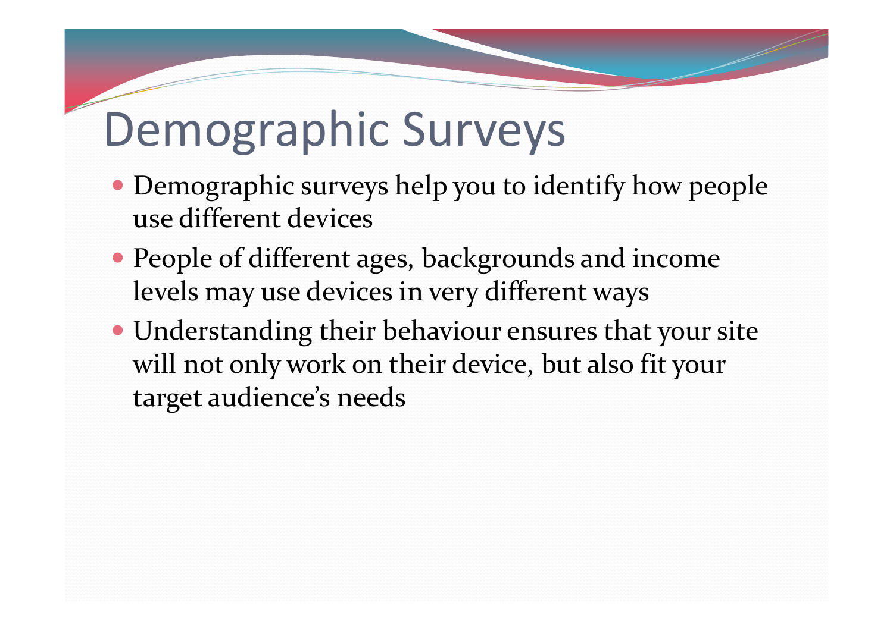# Demographic Surveys

- Demographic surveys help you to identify how people use different devices
- People of different ages, backgrounds and income levels may use devices in very different ways
- Understanding their behaviour ensures that your site will not only work on their device, but also fit your target audience’s needs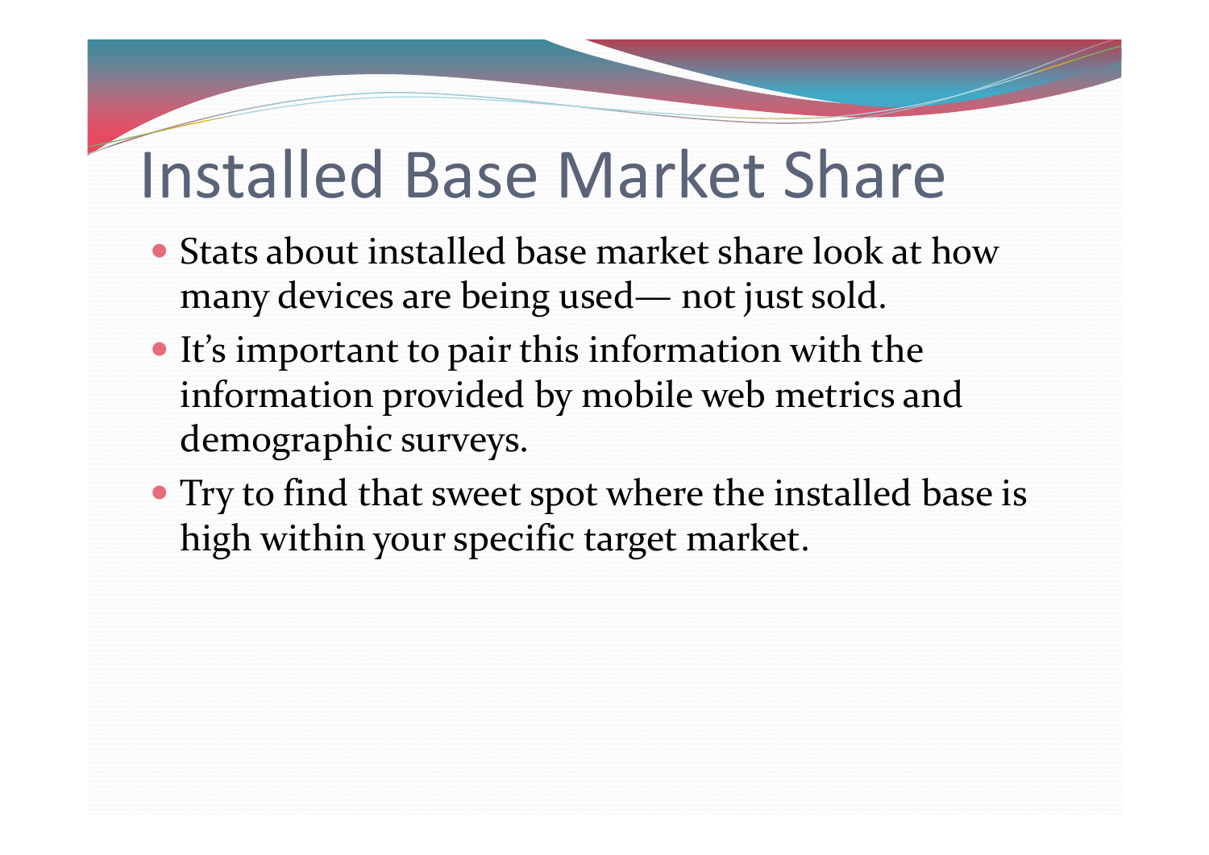# Installed Base Market Share

- Stats about installed base market share look at how many devices are being used— not just sold.
- It's important to pair this information with the information provided by mobile web metrics and demographic surveys.
- Try to find that sweet spot where the installed base is high within your specific target market.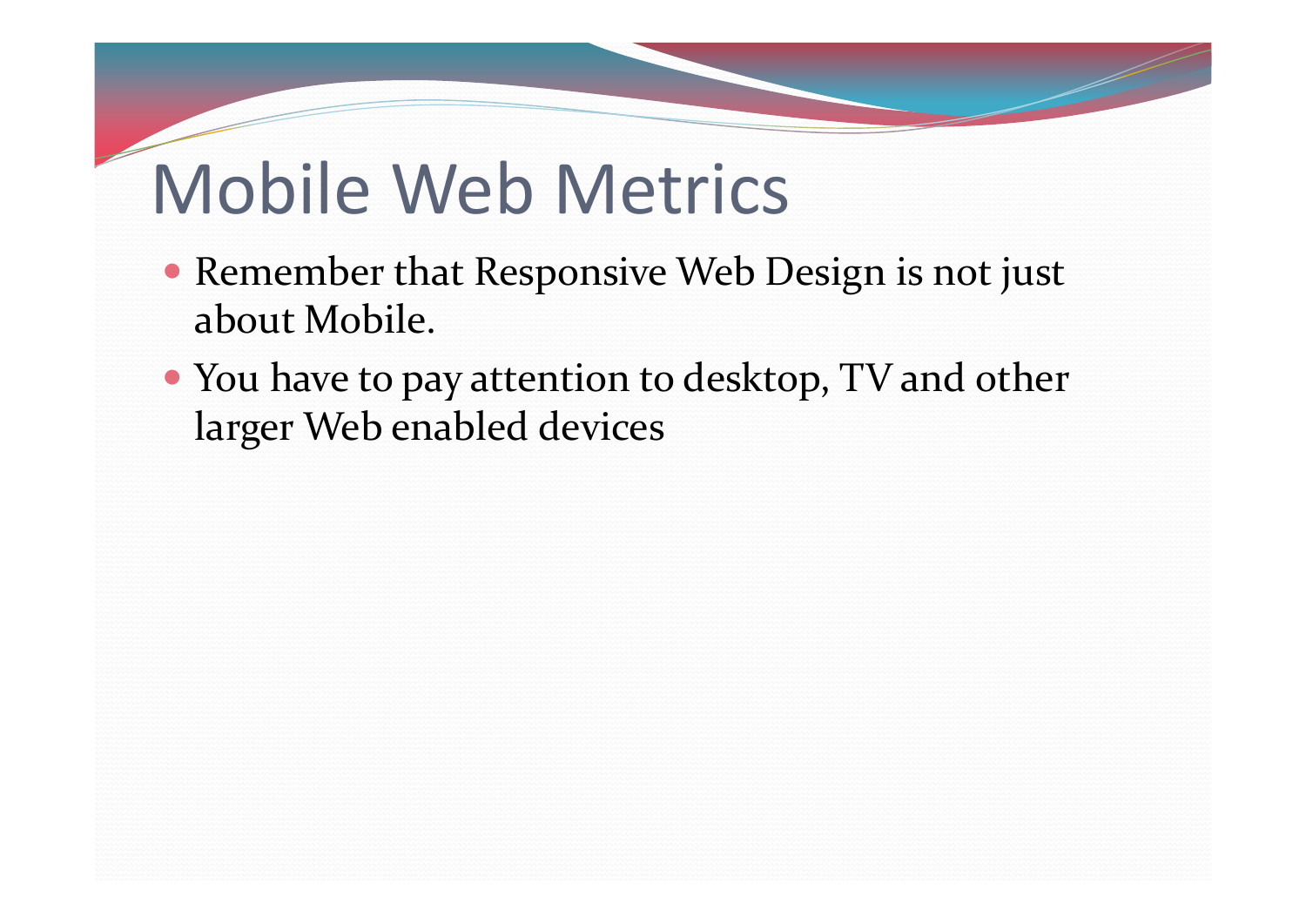# Mobile Web Metrics

- Remember that Responsive Web Design is not just about Mobile.
- You have to pay attention to desktop, TV and other larger Web enabled devices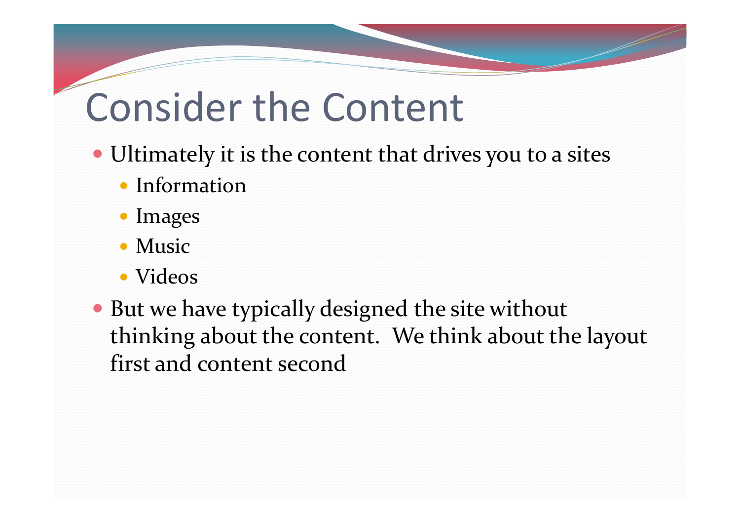# Consider the Content

- Ultimately it is the content that drives you to a sites
  - Information
  - Images
  - Music
  - Videos
- But we have typically designed the site without thinking about the content.  We think about the layout first and content second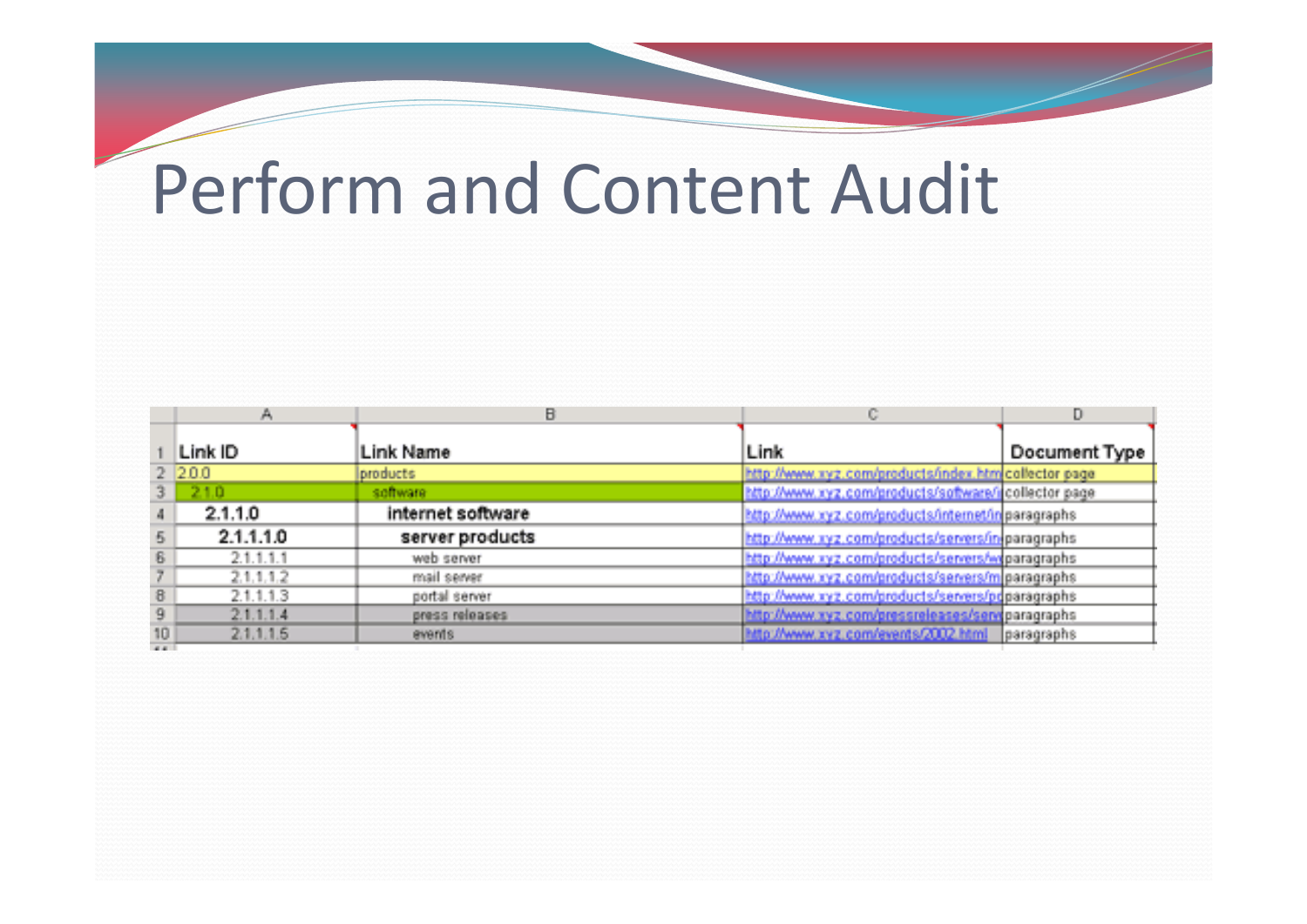# Perform and Content Audit

| Link ID | Link Name | Link | Document Type |
|---|---|---|---|
| 2.0.0 | products | http://www.xyz.com/products/index.htm | collector page |
| 2.1.0 | software | http://www.xyz.com/products/software/i | collector page |
| 2.1.1.0 | internet software | http://www.xyz.com/products/internet/in | paragraphs |
| 2.1.1.1.0 | server products | http://www.xyz.com/products/servers/in | paragraphs |
| 2.1.1.1.1 | web server | http://www.xyz.com/products/servers/w | paragraphs |
| 2.1.1.1.2 | mail server | http://www.xyz.com/products/servers/m | paragraphs |
| 2.1.1.1.3 | portal server | http://www.xyz.com/products/servers/po | paragraphs |
| 2.1.1.1.4 | press releases | http://www.xyz.com/pressreleases/serv | paragraphs |
| 2.1.1.1.5 | events | http://www.xyz.com/events/2002.html | paragraphs |